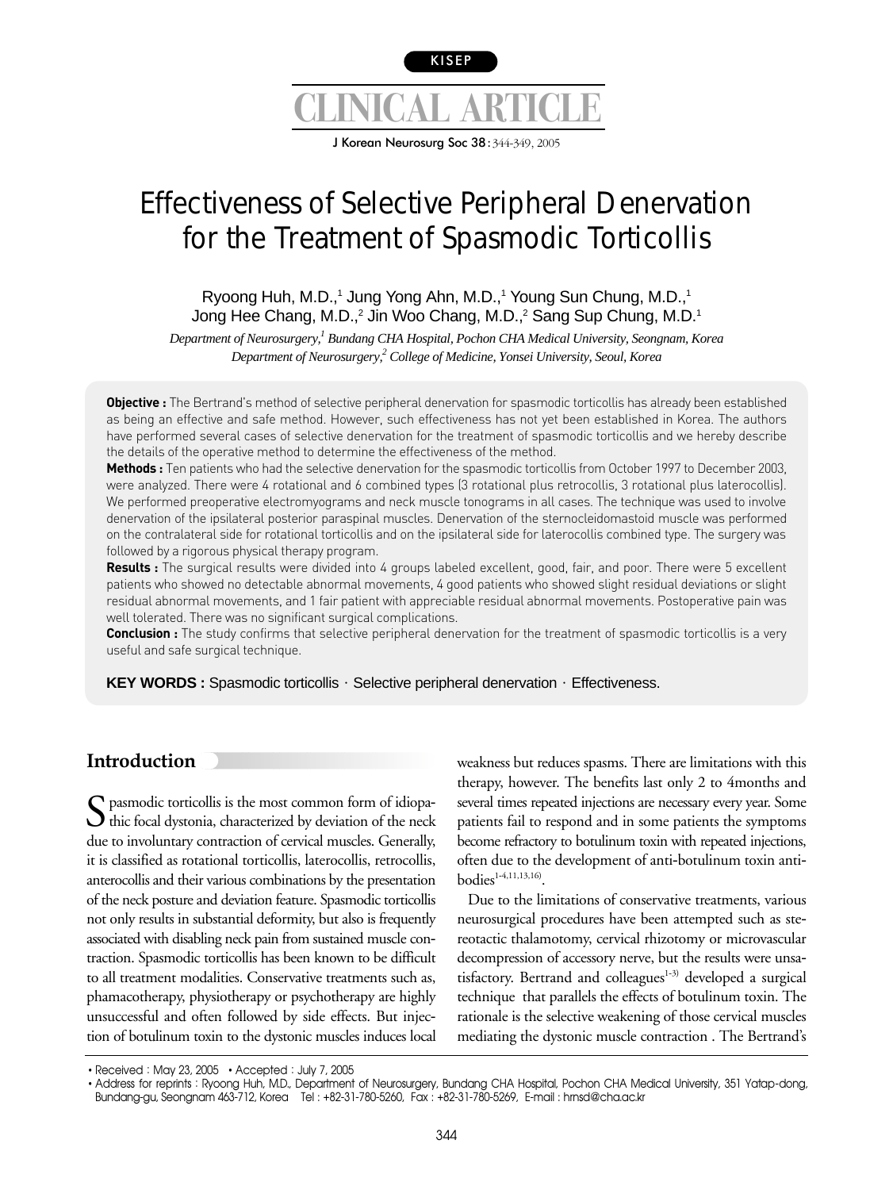KISEP

# CLINICAL ARTICLE

# Effectiveness of Selective Peripheral Denervation for the Treatment of Spasmodic Torticollis

Ryoong Huh, M.D.,[1] Jung Yong Ahn, M.D.,[1] Young Sun Chung, M.D.,[1] Jong Hee Chang, M.D.,[2] Jin Woo Chang, M.D.,[2] Sang Sup Chung, M.D.[1]

*Department of Neurosurgery,[1] Bundang CHA Hospital, Pochon CHA Medical University, Seongnam, Korea*
*Department of Neurosurgery,[2] College of Medicine, Yonsei University, Seoul, Korea*

**Objective :** The Bertrand's method of selective peripheral denervation for spasmodic torticollis has already been established as being an effective and safe method. However, such effectiveness has not yet been established in Korea. The authors have performed several cases of selective denervation for the treatment of spasmodic torticollis and we hereby describe the details of the operative method to determine the effectiveness of the method.

**Methods :** Ten patients who had the selective denervation for the spasmodic torticollis from October 1997 to December 2003, were analyzed. There were 4 rotational and 6 combined types (3 rotational plus retrocollis, 3 rotational plus laterocollis). We performed preoperative electromyograms and neck muscle tonograms in all cases. The technique was used to involve denervation of the ipsilateral posterior paraspinal muscles. Denervation of the sternocleidomastoid muscle was performed on the contralateral side for rotational torticollis and on the ipsilateral side for laterocollis combined type. The surgery was followed by a rigorous physical therapy program.

**Results :** The surgical results were divided into 4 groups labeled excellent, good, fair, and poor. There were 5 excellent patients who showed no detectable abnormal movements, 4 good patients who showed slight residual deviations or slight residual abnormal movements, and 1 fair patient with appreciable residual abnormal movements. Postoperative pain was well tolerated. There was no significant surgical complications.

**Conclusion :** The study confirms that selective peripheral denervation for the treatment of spasmodic torticollis is a very useful and safe surgical technique.

**KEY WORDS :** Spasmodic torticollis · Selective peripheral denervation · Effectiveness.

## Introduction

Spasmodic torticollis is the most common form of idiopathic focal dystonia, characterized by deviation of the neck due to involuntary contraction of cervical muscles. Generally, it is classified as rotational torticollis, laterocollis, retrocollis, anterocollis and their various combinations by the presentation of the neck posture and deviation feature. Spasmodic torticollis not only results in substantial deformity, but also is frequently associated with disabling neck pain from sustained muscle contraction. Spasmodic torticollis has been known to be difficult to all treatment modalities. Conservative treatments such as, phamacotherapy, physiotherapy or psychotherapy are highly unsuccessful and often followed by side effects. But injection of botulinum toxin to the dystonic muscles induces local weakness but reduces spasms. There are limitations with this therapy, however. The benefits last only 2 to 4months and several times repeated injections are necessary every year. Some patients fail to respond and in some patients the symptoms become refractory to botulinum toxin with repeated injections, often due to the development of anti-botulinum toxin antibodies[1-4,11,13,16).

Due to the limitations of conservative treatments, various neurosurgical procedures have been attempted such as stereotactic thalamotomy, cervical rhizotomy or microvascular decompression of accessory nerve, but the results were unsatisfactory. Bertrand and colleagues[1-3)] developed a surgical technique that parallels the effects of botulinum toxin. The rationale is the selective weakening of those cervical muscles mediating the dystonic muscle contraction . The Bertrand's

• Received : May 23, 2005 • Accepted : July 7, 2005
• Address for reprints : Ryoong Huh, M.D., Department of Neurosurgery, Bundang CHA Hospital, Pochon CHA Medical University, 351 Yatap-dong, Bundang-gu, Seongnam 463-712, Korea Tel : +82-31-780-5260, Fax : +82-31-780-5269, E-mail : hrnsd@cha.ac.kr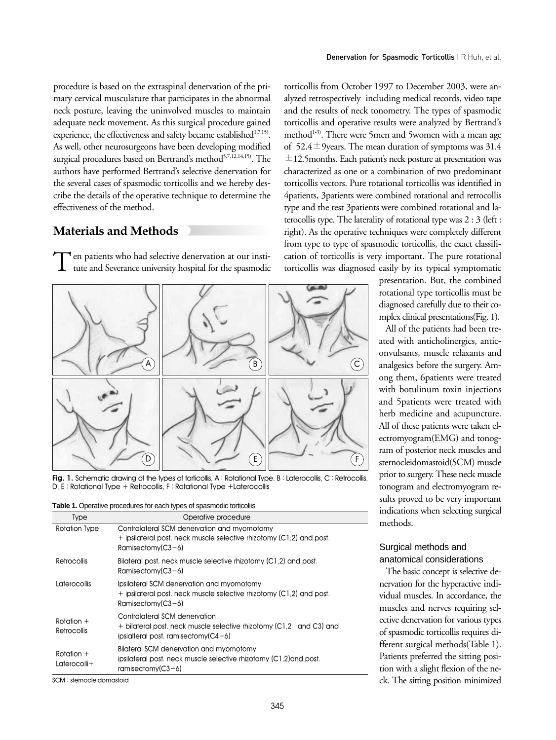procedure is based on the extraspinal denervation of the primary cervical musculature that participates in the abnormal neck posture, leaving the uninvolved muscles to maintain adequate neck movement. As this surgical procedure gained experience, the effectiveness and safety became established[1,7,15]. As well, other neurosurgeons have been developing modified surgical procedures based on Bertrand's method[5,7,12,14,15]. The authors have performed Bertrand's selective denervation for the several cases of spasmodic torticollis and we hereby describe the details of the operative technique to determine the effectiveness of the method.

## Materials and Methods

Ten patients who had selective denervation at our institute and Severance university hospital for the spasmodic torticollis from October 1997 to December 2003, were analyzed retrospectively including medical records, video tape and the results of neck tonometry. The types of spasmodic torticollis and operative results were analyzed by Bertrand's method[1-3]. There were 5men and 5women with a mean age of 52.4±9years. The mean duration of symptoms was 31.4 ±12.5months. Each patient's neck posture at presentation was characterized as one or a combination of two predominant torticollis vectors. Pure rotational torticollis was identified in 4patients, 3patients were combined rotational and retrocollis type and the rest 3patients were combined rotational and laterocollis type. The laterality of rotational type was 2 : 3 (left : right). As the operative techniques were completely different from type to type of spasmodic torticollis, the exact classification of torticollis is very important. The pure rotational torticollis was diagnosed easily by its typical symptomatic presentation. But, the combined rotational type torticollis must be diagnosed carefully due to their complex clinical presentations(Fig. 1).

All of the patients had been treated with anticholinergics, anticonvulsants, muscle relaxants and analgesics before the surgery. Among them, 6patients were treated with botulinum toxin injections and 5patients were treated with herb medicine and acupuncture. All of these patients were taken electromyogram(EMG) and tonogram of posterior neck muscles and sternocleidomastoid(SCM) muscle prior to surgery. These neck muscle tonogram and electromyogram results proved to be very important indications when selecting surgical methods.

**Fig. 1.** Schematic drawing of the types of torticollis, A : Rotational Type. B : Laterocollis, C : Retrocollis, D, E : Rotational Type + Retrocollis, F : Rotational Type +Laterocollis

**Table 1.** Operative procedures for each types of spasmodic torticoliis

| Type | Operative procedure |
|---|---|
| Rotation Type | Contralateral SCM denervation and myomotomy + ipsilateral post. neck muscle selective rhizotomy (C1,2) and post. Ramisectomy(C3−6) |
| Retrocollis | Bilateral post. neck muscle selective rhizotomy (C1,2) and post. Ramisectomy(C3−6) |
| Laterocollis | Ipsilateral SCM denervation and myomotomy + ipsilateral post. neck muscle selective rhizotomy (C1,2) and post. Ramisectomy(C3−6) |
| Rotation + Retrocollis | Contralateral SCM denervation + bilateral post. neck muscle selective rhizotomy (C1,2 and C3) and ipsialteral post. ramisectomy(C4−6) |
| Rotation + Laterocolli+ | Bilateral SCM denervation and myomotomy ipsilateral post. neck muscle selective rhizotomy (C1,2)and post. ramisectomy(C3−6) |

SCM : sternocleidomastoid

### Surgical methods and anatomical considerations

The basic concept is selective denervation for the hyperactive individual muscles. In accordance, the muscles and nerves requiring selective denervation for various types of spasmodic torticollis requires different surgical methods(Table 1). Patients preferred the sitting position with a slight flexion of the neck. The sitting position minimized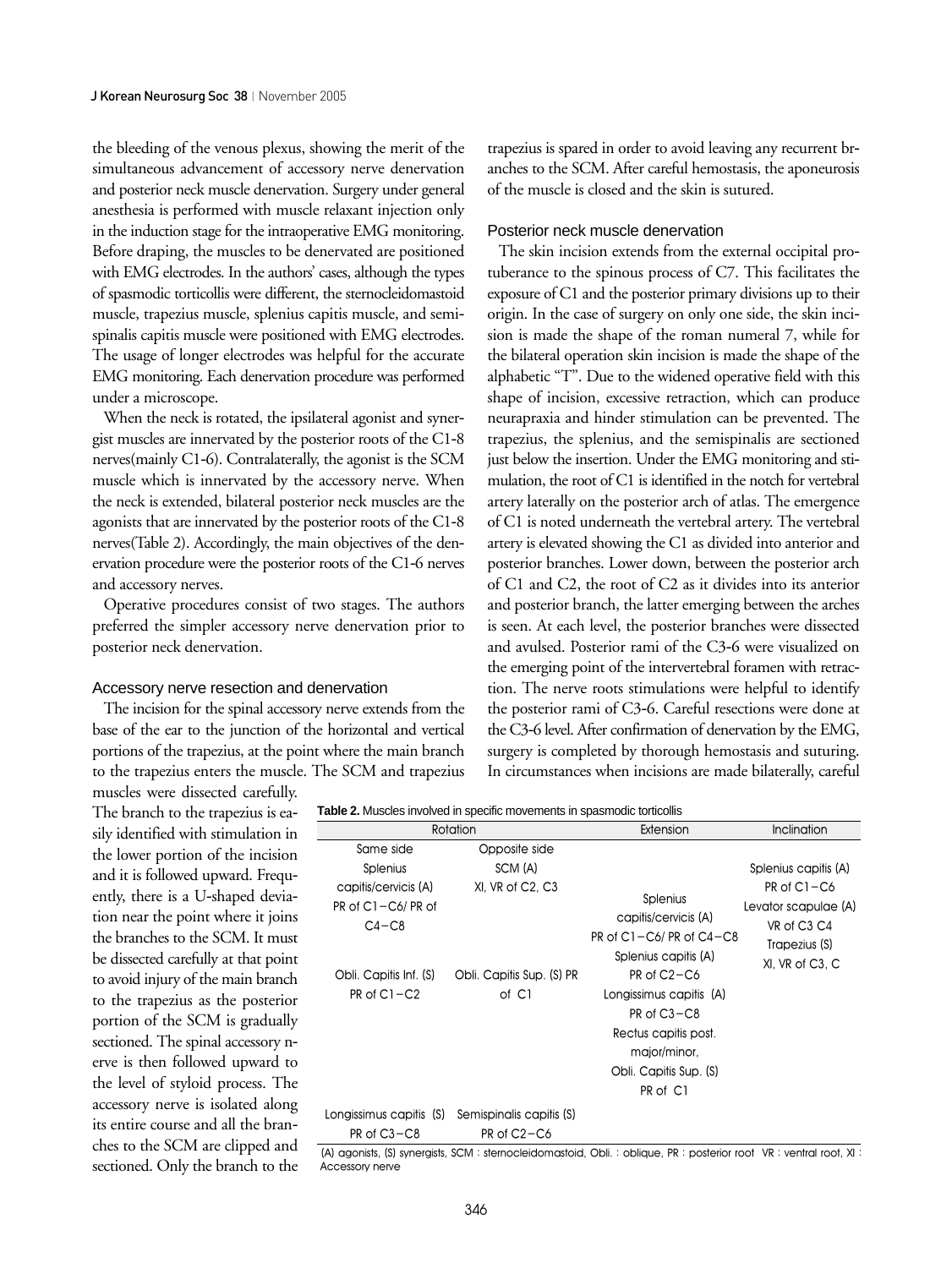the bleeding of the venous plexus, showing the merit of the simultaneous advancement of accessory nerve denervation and posterior neck muscle denervation. Surgery under general anesthesia is performed with muscle relaxant injection only in the induction stage for the intraoperative EMG monitoring. Before draping, the muscles to be denervated are positioned with EMG electrodes. In the authors' cases, although the types of spasmodic torticollis were different, the sternocleidomastoid muscle, trapezius muscle, splenius capitis muscle, and semispinalis capitis muscle were positioned with EMG electrodes. The usage of longer electrodes was helpful for the accurate EMG monitoring. Each denervation procedure was performed under a microscope.

When the neck is rotated, the ipsilateral agonist and synergist muscles are innervated by the posterior roots of the C1-8 nerves(mainly C1-6). Contralaterally, the agonist is the SCM muscle which is innervated by the accessory nerve. When the neck is extended, bilateral posterior neck muscles are the agonists that are innervated by the posterior roots of the C1-8 nerves(Table 2). Accordingly, the main objectives of the denervation procedure were the posterior roots of the C1-6 nerves and accessory nerves.

Operative procedures consist of two stages. The authors preferred the simpler accessory nerve denervation prior to posterior neck denervation.

### Accessory nerve resection and denervation

The incision for the spinal accessory nerve extends from the base of the ear to the junction of the horizontal and vertical portions of the trapezius, at the point where the main branch to the trapezius enters the muscle. The SCM and trapezius muscles were dissected carefully. The branch to the trapezius is easily identified with stimulation in the lower portion of the incision and it is followed upward. Frequently, there is a U-shaped deviation near the point where it joins the branches to the SCM. It must be dissected carefully at that point to avoid injury of the main branch to the trapezius as the posterior portion of the SCM is gradually sectioned. The spinal accessory nerve is then followed upward to the level of styloid process. The accessory nerve is isolated along its entire course and all the branches to the SCM are clipped and sectioned. Only the branch to the trapezius is spared in order to avoid leaving any recurrent branches to the SCM. After careful hemostasis, the aponeurosis of the muscle is closed and the skin is sutured.

### Posterior neck muscle denervation

The skin incision extends from the external occipital protuberance to the spinous process of C7. This facilitates the exposure of C1 and the posterior primary divisions up to their origin. In the case of surgery on only one side, the skin incision is made the shape of the roman numeral 7, while for the bilateral operation skin incision is made the shape of the alphabetic "T". Due to the widened operative field with this shape of incision, excessive retraction, which can produce neurapraxia and hinder stimulation can be prevented. The trapezius, the splenius, and the semispinalis are sectioned just below the insertion. Under the EMG monitoring and stimulation, the root of C1 is identified in the notch for vertebral artery laterally on the posterior arch of atlas. The emergence of C1 is noted underneath the vertebral artery. The vertebral artery is elevated showing the C1 as divided into anterior and posterior branches. Lower down, between the posterior arch of C1 and C2, the root of C2 as it divides into its anterior and posterior branch, the latter emerging between the arches is seen. At each level, the posterior branches were dissected and avulsed. Posterior rami of the C3-6 were visualized on the emerging point of the intervertebral foramen with retraction. The nerve roots stimulations were helpful to identify the posterior rami of C3-6. Careful resections were done at the C3-6 level. After confirmation of denervation by the EMG, surgery is completed by thorough hemostasis and suturing. In circumstances when incisions are made bilaterally, careful

**Table 2.** Muscles involved in specific movements in spasmodic torticollis

| Rotation | | Extension | Inclination |
|---|---|---|---|
| Same side | Opposite side | | |
| Splenius capitis/cervicis (A) PR of C1–C6/ PR of C4–C8 | SCM (A) XI, VR of C2, C3 | Splenius capitis/cervicis (A) PR of C1–C6/ PR of C4–C8 | Splenius capitis (A) PR of C1–C6 Levator scapulae (A) VR of C3 C4 Trapezius (S) XI, VR of C3, C |
| Obli. Capitis Inf. (S) PR of C1–C2 | Obli. Capitis Sup. (S) PR of C1 | Splenius capitis (A) PR of C2–C6 Longissimus capitis (A) PR of C3–C8 Rectus capitis post. major/minor, Obli. Capitis Sup. (S) PR of C1 | |
| Longissimus capitis (S) PR of C3–C8 | Semispinalis capitis (S) PR of C2–C6 | | |

(A) agonists, (S) synergists, SCM : sternocleidomastoid, Obli. : oblique, PR : posterior root VR : ventral root, XI : Accessory nerve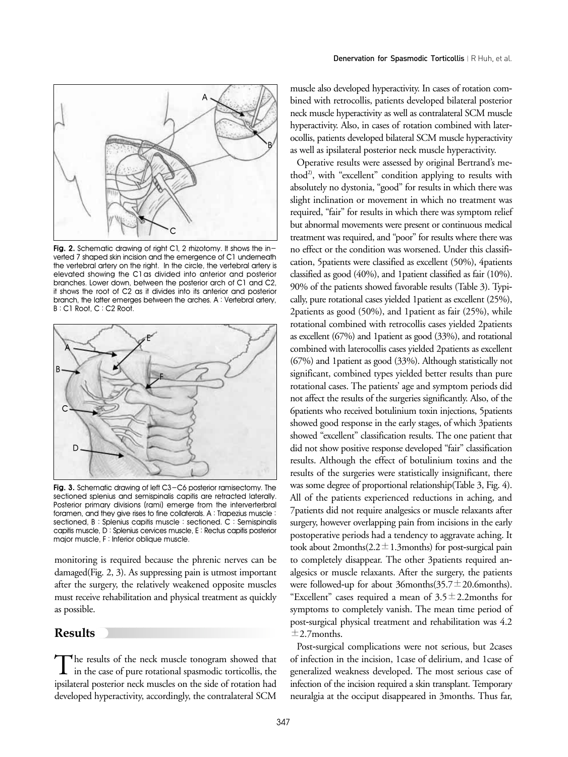Fig. 2. Schematic drawing of right C1, 2 rhizotomy. It shows the inverted 7 shaped skin incision and the emergence of C1 underneath the vertebral artery on the right. In the circle, the vertebral artery is elevated showing the C1 as divided into anterior and posterior branches. Lower down, between the posterior arch of C1 and C2, it shows the root of C2 as it divides into its anterior and posterior branch, the latter emerges between the arches. A : Vertebral artery, B : C1 Root, C : C2 Root.

Fig. 3. Schematic drawing of left C3–C6 posterior ramisectomy. The sectioned splenius and semispinalis capitis are retracted laterally. Posterior primary divisions (rami) emerge from the interverterbral foramen, and they give rises to fine collaterals. A : Trapezius muscle : sectioned, B : Splenius capitis muscle : sectioned, C : Semispinalis capitis muscle, D : Splenius cervices muscle, E : Rectus capitis posterior major muscle, F : Inferior oblique muscle.

monitoring is required because the phrenic nerves can be damaged(Fig. 2, 3). As suppressing pain is utmost important after the surgery, the relatively weakened opposite muscles must receive rehabilitation and physical treatment as quickly as possible.

## Results

The results of the neck muscle tonogram showed that in the case of pure rotational spasmodic torticollis, the ipsilateral posterior neck muscles on the side of rotation had developed hyperactivity, accordingly, the contralateral SCM muscle also developed hyperactivity. In cases of rotation combined with retrocollis, patients developed bilateral posterior neck muscle hyperactivity as well as contralateral SCM muscle hyperactivity. Also, in cases of rotation combined with laterocollis, patients developed bilateral SCM muscle hyperactivity as well as ipsilateral posterior neck muscle hyperactivity.

Operative results were assessed by original Bertrand's method[2], with "excellent" condition applying to results with absolutely no dystonia, "good" for results in which there was slight inclination or movement in which no treatment was required, "fair" for results in which there was symptom relief but abnormal movements were present or continuous medical treatment was required, and "poor" for results where there was no effect or the condition was worsened. Under this classification, 5patients were classified as excellent (50%), 4patients classified as good (40%), and 1patient classified as fair (10%). 90% of the patients showed favorable results (Table 3). Typically, pure rotational cases yielded 1patient as excellent (25%), 2patients as good (50%), and 1patient as fair (25%), while rotational combined with retrocollis cases yielded 2patients as excellent (67%) and 1patient as good (33%), and rotational combined with laterocollis cases yielded 2patients as excellent (67%) and 1patient as good (33%). Although statistically not significant, combined types yielded better results than pure rotational cases. The patients' age and symptom periods did not affect the results of the surgeries significantly. Also, of the 6patients who received botulinium toxin injections, 5patients showed good response in the early stages, of which 3patients showed "excellent" classification results. The one patient that did not show positive response developed "fair" classification results. Although the effect of botulinium toxins and the results of the surgeries were statistically insignificant, there was some degree of proportional relationship(Table 3, Fig. 4). All of the patients experienced reductions in aching, and 7patients did not require analgesics or muscle relaxants after surgery, however overlapping pain from incisions in the early postoperative periods had a tendency to aggravate aching. It took about 2months($2.2 \pm 1.3$months) for post-surgical pain to completely disappear. The other 3patients required analgesics or muscle relaxants. After the surgery, the patients were followed-up for about 36months($35.7 \pm 20.6$months). "Excellent" cases required a mean of $3.5 \pm 2.2$months for symptoms to completely vanish. The mean time period of post-surgical physical treatment and rehabilitation was $4.2 \pm 2.7$months.

Post-surgical complications were not serious, but 2cases of infection in the incision, 1case of delirium, and 1case of generalized weakness developed. The most serious case of infection of the incision required a skin transplant. Temporary neuralgia at the occiput disappeared in 3months. Thus far,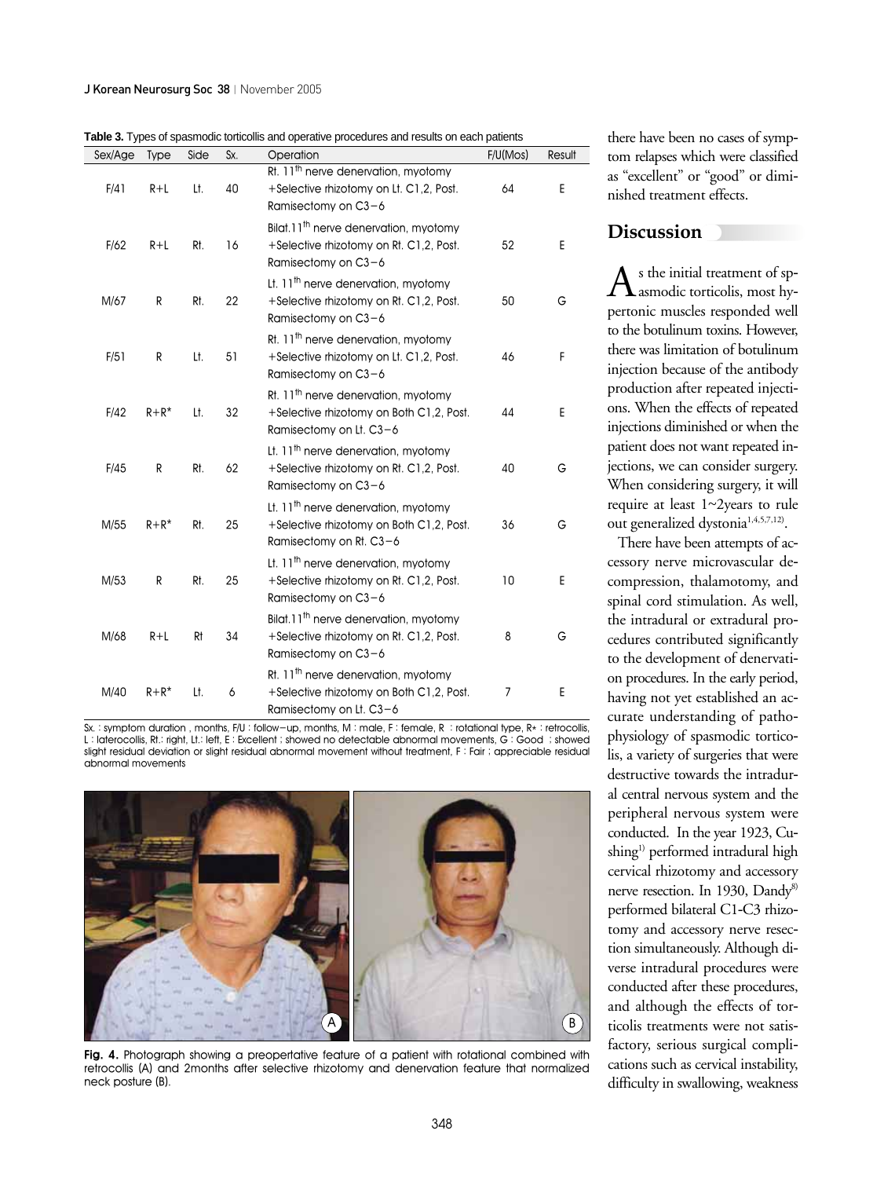**Table 3.** Types of spasmodic torticollis and operative procedures and results on each patients

| Sex/Age | Type | Side | Sx. | Operation | F/U(Mos) | Result |
|---|---|---|---|---|---|---|
| F/41 | R+L | Lt. | 40 | Rt. 11th nerve denervation, myotomy +Selective rhizotomy on Lt. C1,2, Post. Ramisectomy on C3−6 | 64 | E |
| F/62 | R+L | Rt. | 16 | Bilat.11th nerve denervation, myotomy +Selective rhizotomy on Rt. C1,2, Post. Ramisectomy on C3−6 | 52 | E |
| M/67 | R | Rt. | 22 | Lt. 11th nerve denervation, myotomy +Selective rhizotomy on Rt. C1,2, Post. Ramisectomy on C3−6 | 50 | G |
| F/51 | R | Lt. | 51 | Rt. 11th nerve denervation, myotomy +Selective rhizotomy on Lt. C1,2, Post. Ramisectomy on C3−6 | 46 | F |
| F/42 | R+R* | Lt. | 32 | Rt. 11th nerve denervation, myotomy +Selective rhizotomy on Both C1,2, Post. Ramisectomy on Lt. C3−6 | 44 | E |
| F/45 | R | Rt. | 62 | Lt. 11th nerve denervation, myotomy +Selective rhizotomy on Rt. C1,2, Post. Ramisectomy on C3−6 | 40 | G |
| M/55 | R+R* | Rt. | 25 | Lt. 11th nerve denervation, myotomy +Selective rhizotomy on Both C1,2, Post. Ramisectomy on Rt. C3−6 | 36 | G |
| M/53 | R | Rt. | 25 | Lt. 11th nerve denervation, myotomy +Selective rhizotomy on Rt. C1,2, Post. Ramisectomy on C3−6 | 10 | E |
| M/68 | R+L | Rt | 34 | Bilat.11th nerve denervation, myotomy +Selective rhizotomy on Rt. C1,2, Post. Ramisectomy on C3−6 | 8 | G |
| M/40 | R+R* | Lt. | 6 | Rt. 11th nerve denervation, myotomy +Selective rhizotomy on Both C1,2, Post. Ramisectomy on Lt. C3−6 | 7 | E |

Sx. : symptom duration , months, F/U : follow−up, months, M : male, F : female, R : rotational type, R* : retrocollis, L : laterocollis, Rt.: right, Lt.: left, E : Excellent ; showed no detectable abnormal movements, G : Good ; showed slight residual deviation or slight residual abnormal movement without treatment, F : Fair ; appreciable residual abnormal movements

**Fig. 4.** Photograph showing a preopertative feature of a patient with rotational combined with retrocollis (A) and 2months after selective rhizotomy and denervation feature that normalized neck posture (B).

there have been no cases of symptom relapses which were classified as "excellent" or "good" or diminished treatment effects.

## Discussion

As the initial treatment of spasmodic torticolis, most hypertonic muscles responded well to the botulinum toxins. However, there was limitation of botulinum injection because of the antibody production after repeated injections. When the effects of repeated injections diminished or when the patient does not want repeated injections, we can consider surgery. When considering surgery, it will require at least 1~2years to rule out generalized dystonia[1,4,5,7,12].

There have been attempts of accessory nerve microvascular decompression, thalamotomy, and spinal cord stimulation. As well, the intradural or extradural procedures contributed significantly to the development of denervation procedures. In the early period, having not yet established an accurate understanding of pathophysiology of spasmodic torticolis, a variety of surgeries that were destructive towards the intradural central nervous system and the peripheral nervous system were conducted. In the year 1923, Cushing[1] performed intradural high cervical rhizotomy and accessory nerve resection. In 1930, Dandy[8] performed bilateral C1-C3 rhizotomy and accessory nerve resection simultaneously. Although diverse intradural procedures were conducted after these procedures, and although the effects of torticolis treatments were not satisfactory, serious surgical complications such as cervical instability, difficulty in swallowing, weakness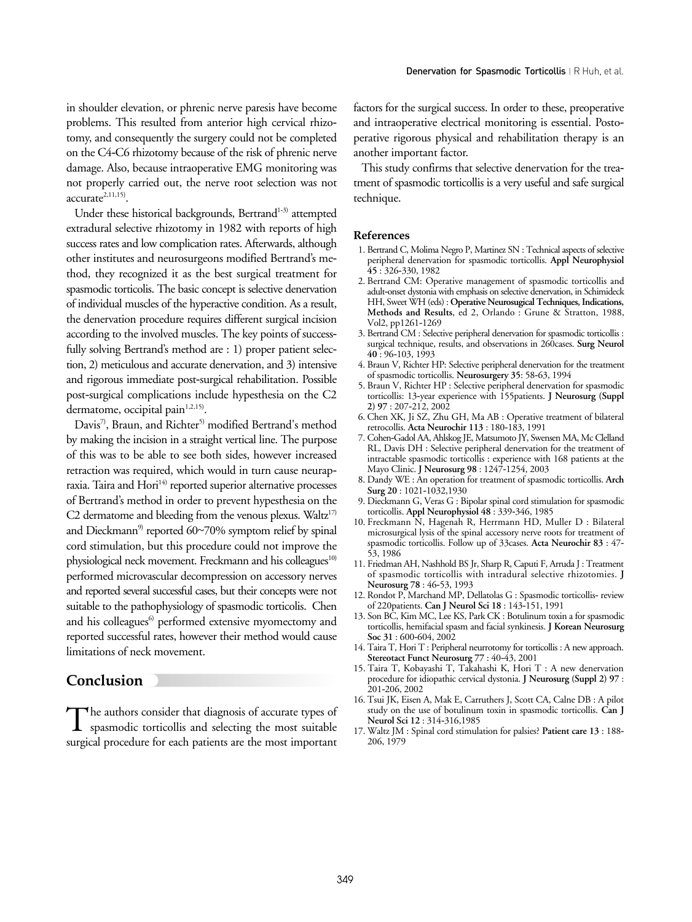in shoulder elevation, or phrenic nerve paresis have become problems. This resulted from anterior high cervical rhizotomy, and consequently the surgery could not be completed on the C4-C6 rhizotomy because of the risk of phrenic nerve damage. Also, because intraoperative EMG monitoring was not properly carried out, the nerve root selection was not accurate[2,11,15].

Under these historical backgrounds, Bertrand[1-3] attempted extradural selective rhizotomy in 1982 with reports of high success rates and low complication rates. Afterwards, although other institutes and neurosurgeons modified Bertrand's method, they recognized it as the best surgical treatment for spasmodic torticolis. The basic concept is selective denervation of individual muscles of the hyperactive condition. As a result, the denervation procedure requires different surgical incision according to the involved muscles. The key points of successfully solving Bertrand's method are : 1) proper patient selection, 2) meticulous and accurate denervation, and 3) intensive and rigorous immediate post-surgical rehabilitation. Possible post-surgical complications include hypesthesia on the C2 dermatome, occipital pain[1,2,15].

Davis[7], Braun, and Richter[5] modified Bertrand's method by making the incision in a straight vertical line. The purpose of this was to be able to see both sides, however increased retraction was required, which would in turn cause neurapraxia. Taira and Hori[14] reported superior alternative processes of Bertrand's method in order to prevent hypesthesia on the C2 dermatome and bleeding from the venous plexus. Waltz[17] and Dieckmann[9] reported 60~70% symptom relief by spinal cord stimulation, but this procedure could not improve the physiological neck movement. Freckmann and his colleagues[10] performed microvascular decompression on accessory nerves and reported several successful cases, but their concepts were not suitable to the pathophysiology of spasmodic torticolis. Chen and his colleagues[6] performed extensive myomectomy and reported successful rates, however their method would cause limitations of neck movement.

## Conclusion

The authors consider that diagnosis of accurate types of spasmodic torticollis and selecting the most suitable surgical procedure for each patients are the most important factors for the surgical success. In order to these, preoperative and intraoperative electrical monitoring is essential. Postoperative rigorous physical and rehabilitation therapy is an another important factor.

This study confirms that selective denervation for the treatment of spasmodic torticollis is a very useful and safe surgical technique.

## References

1. Bertrand C, Molima Negro P, Martinez SN : Technical aspects of selective peripheral denervation for spasmodic torticollis. **Appl Neurophysiol 45** : 326-330, 1982
2. Bertrand CM: Operative management of spasmodic torticollis and adult-onset dystonia with emphasis on selective denervation, in Schimideck HH, Sweet WH (eds) : **Operative Neurosugical Techniques, Indications, Methods and Results**, ed 2, Orlando : Grune & Stratton, 1988, Vol2, pp1261-1269
3. Bertrand CM : Selective peripheral denervation for spasmodic torticollis : surgical technique, results, and observations in 260cases. **Surg Neurol 40** : 96-103, 1993
4. Braun V, Richter HP: Selective peripheral denervation for the treatment of spasmodic torticollis. **Neurosurgery 35**: 58-63, 1994
5. Braun V, Richter HP : Selective peripheral denervation for spasmodic torticollis: 13-year experience with 155patients. **J Neurosurg (Suppl 2) 97** : 207-212, 2002
6. Chen XK, Ji SZ, Zhu GH, Ma AB : Operative treatment of bilateral retrocollis. **Acta Neurochir 113** : 180-183, 1991
7. Cohen-Gadol AA, Ahlskog JE, Matsumoto JY, Swensen MA, Mc Clelland RL, Davis DH : Selective peripheral denervation for the treatment of intractable spasmodic torticollis : experience with 168 patients at the Mayo Clinic. **J Neurosurg 98** : 1247-1254, 2003
8. Dandy WE : An operation for treatment of spasmodic torticollis. **Arch Surg 20** : 1021-1032,1930
9. Dieckmann G, Veras G : Bipolar spinal cord stimulation for spasmodic torticollis. **Appl Neurophysiol 48** : 339-346, 1985
10. Freckmann N, Hagenah R, Herrmann HD, Muller D : Bilateral microsurgical lysis of the spinal accessory nerve roots for treatment of spasmodic torticollis. Follow up of 33cases. **Acta Neurochir 83** : 47-53, 1986
11. Friedman AH, Nashhold BS Jr, Sharp R, Caputi F, Arruda J : Treatment of spasmodic torticollis with intradural selective rhizotomies. **J Neurosurg 78** : 46-53, 1993
12. Rondot P, Marchand MP, Dellatolas G : Spasmodic torticollis- review of 220patients. **Can J Neurol Sci 18** : 143-151, 1991
13. Son BC, Kim MC, Lee KS, Park CK : Botulinum toxin a for spasmodic torticollis, hemifacial spasm and facial synkinesis. **J Korean Neurosurg Soc 31** : 600-604, 2002
14. Taira T, Hori T : Peripheral neurrotomy for torticollis : A new approach. **Stereotact Funct Neurosurg** 77 : 40-43, 2001
15. Taira T, Kobayashi T, Takahashi K, Hori T : A new denervation procedure for idiopathic cervical dystonia. **J Neurosurg (Suppl 2) 97** : 201-206, 2002
16. Tsui JK, Eisen A, Mak E, Carruthers J, Scott CA, Calne DB : A pilot study on the use of botulinum toxin in spasmodic torticollis. **Can J Neurol Sci 12** : 314-316,1985
17. Waltz JM : Spinal cord stimulation for palsies? **Patient care 13** : 188-206, 1979